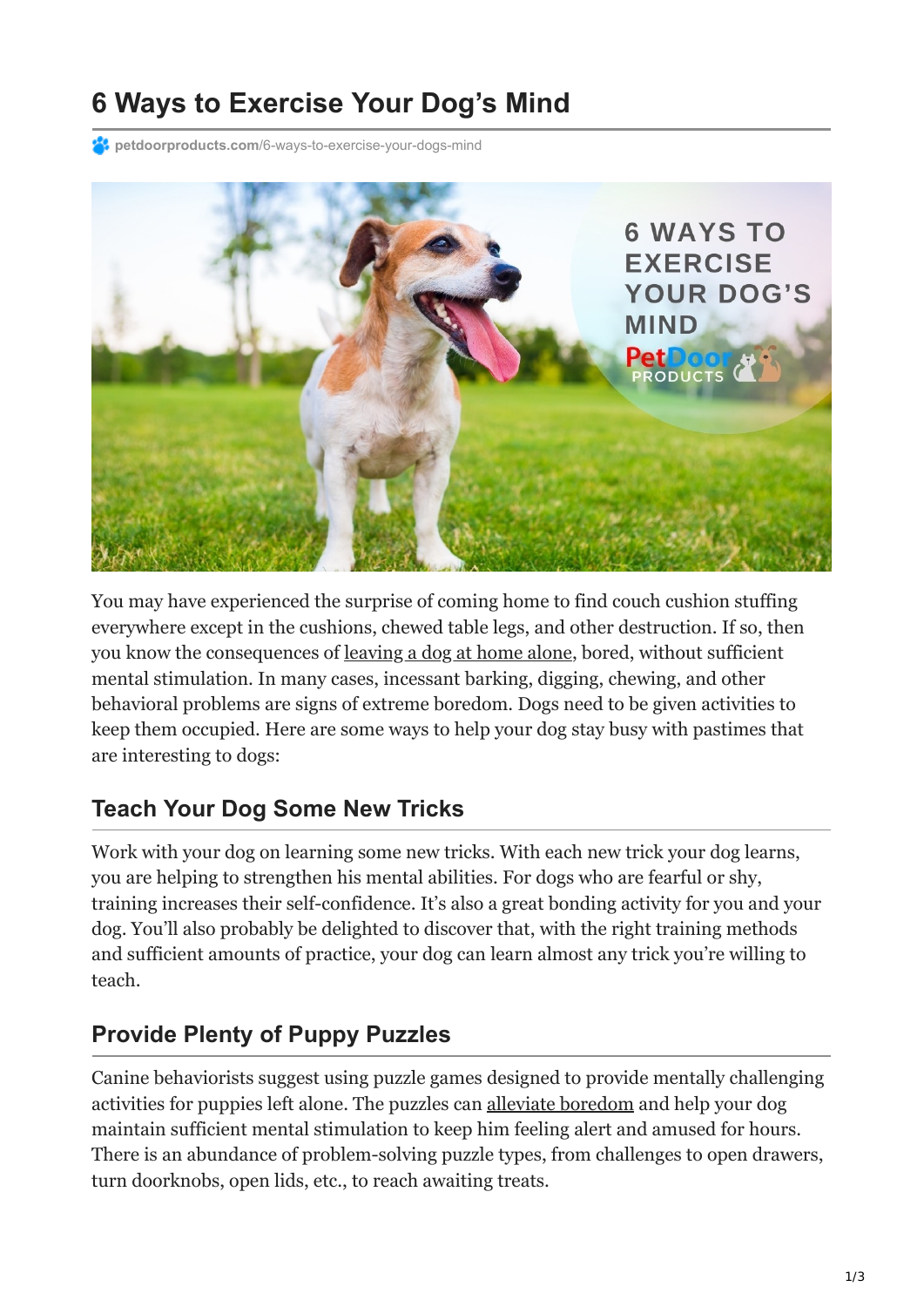# 6 Ways to Exercise Your Dog's Mind

petdoorproducts.com/6-ways-to-exercise-your-dogs-mind

You may have experienced the surprise of coming home to find couch cushion stuffing everywhere except in the cushions, chewed table legs, and other destruction. If so, then you know the consequences of leaving a dog at home alone, bored, without sufficient mental stimulation. In many cases, incessant barking, digging, chewing, and other behavioral problems are signs of extreme boredom. Dogs need to be given activities to keep them occupied. Here are some ways to help your dog stay busy with pastimes that are interesting to dogs:

## Teach Your Dog Some New Tricks

Work with your dog on learning some new tricks. With each new trick your dog learns, you are helping to strengthen his mental abilities. For dogs who are fearful or shy, training increases their self-confidence. It's also a great bonding activity for you and your dog. You'll also probably be delighted to discover that, with the right training methods and sufficient amounts of practice, your dog can learn almost any trick you're willing to teach.

## Provide Plenty of Puppy Puzzles

Canine behaviorists suggest using puzzle games designed to provide mentally challenging activities for puppies left alone. The puzzles can alleviate boredom and help your dog maintain sufficient mental stimulation to keep him feeling alert and amused for hours. There is an abundance of problem-solving puzzle types, from challenges to open drawers, turn doorknobs, open lids, etc., to reach awaiting treats.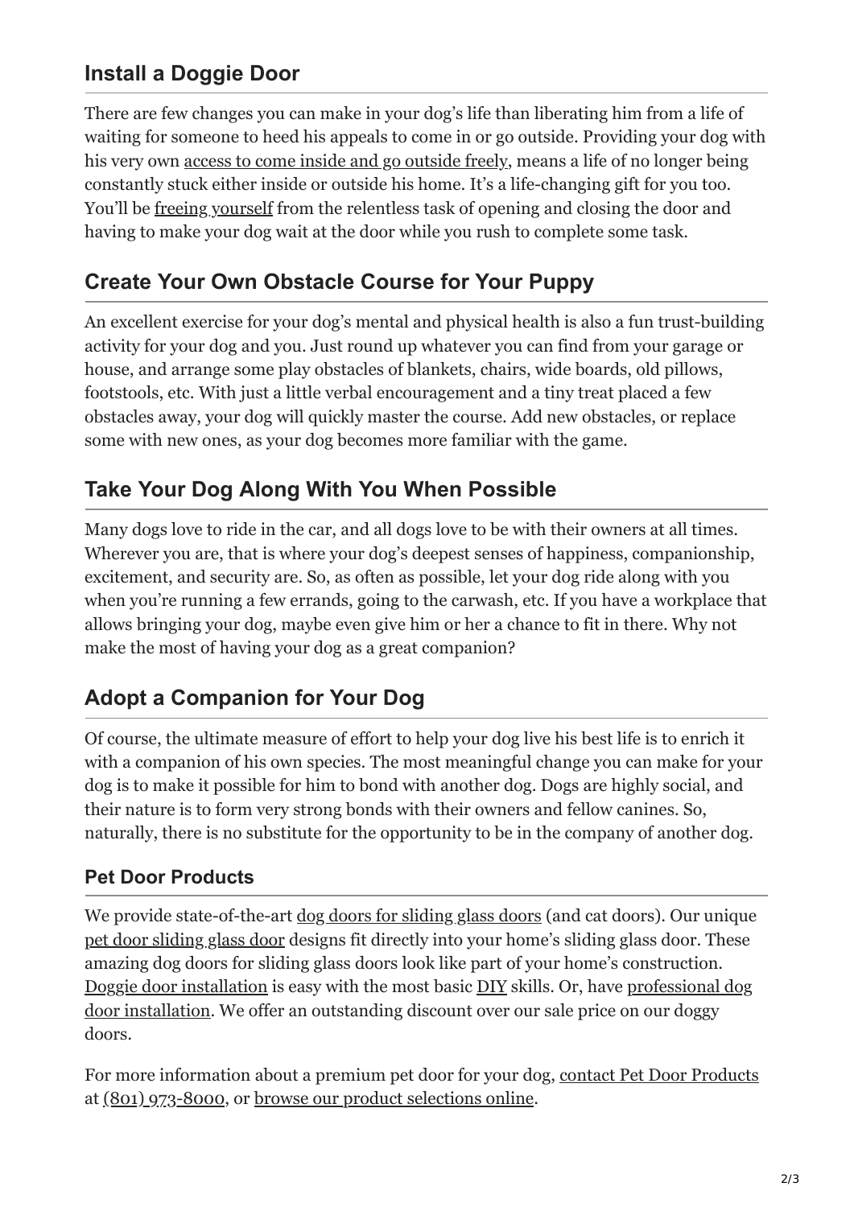## Install a Doggie Door

There are few changes you can make in your dog's life than liberating him from a life of waiting for someone to heed his appeals to come in or go outside. Providing your dog with his very own access to come inside and go outside freely, means a life of no longer being constantly stuck either inside or outside his home. It's a life-changing gift for you too. You'll be freeing yourself from the relentless task of opening and closing the door and having to make your dog wait at the door while you rush to complete some task.

## Create Your Own Obstacle Course for Your Puppy

An excellent exercise for your dog's mental and physical health is also a fun trust-building activity for your dog and you. Just round up whatever you can find from your garage or house, and arrange some play obstacles of blankets, chairs, wide boards, old pillows, footstools, etc. With just a little verbal encouragement and a tiny treat placed a few obstacles away, your dog will quickly master the course. Add new obstacles, or replace some with new ones, as your dog becomes more familiar with the game.

## Take Your Dog Along With You When Possible

Many dogs love to ride in the car, and all dogs love to be with their owners at all times. Wherever you are, that is where your dog's deepest senses of happiness, companionship, excitement, and security are. So, as often as possible, let your dog ride along with you when you're running a few errands, going to the carwash, etc. If you have a workplace that allows bringing your dog, maybe even give him or her a chance to fit in there. Why not make the most of having your dog as a great companion?

## Adopt a Companion for Your Dog

Of course, the ultimate measure of effort to help your dog live his best life is to enrich it with a companion of his own species. The most meaningful change you can make for your dog is to make it possible for him to bond with another dog. Dogs are highly social, and their nature is to form very strong bonds with their owners and fellow canines. So, naturally, there is no substitute for the opportunity to be in the company of another dog.

### Pet Door Products

We provide state-of-the-art dog doors for sliding glass doors (and cat doors). Our unique pet door sliding glass door designs fit directly into your home's sliding glass door. These amazing dog doors for sliding glass doors look like part of your home's construction. Doggie door installation is easy with the most basic DIY skills. Or, have professional dog door installation. We offer an outstanding discount over our sale price on our doggy doors.

For more information about a premium pet door for your dog, contact Pet Door Products at (801) 973-8000, or browse our product selections online.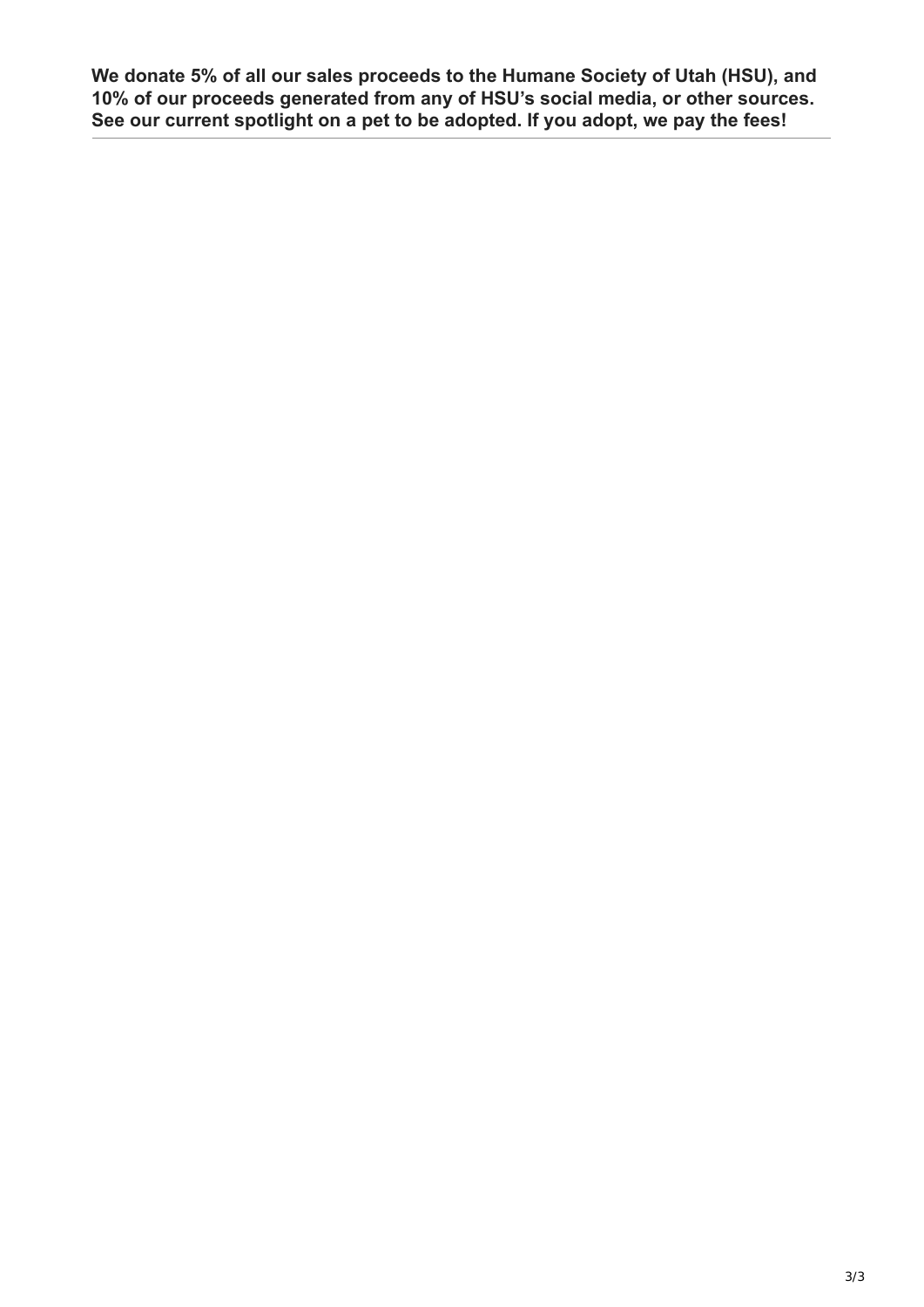**We donate 5% of all our sales proceeds to the Humane Society of Utah (HSU), and 10% of our proceeds generated from any of HSU's social media, or other sources. See our current spotlight on a pet to be adopted. If you adopt, we pay the fees!**

---